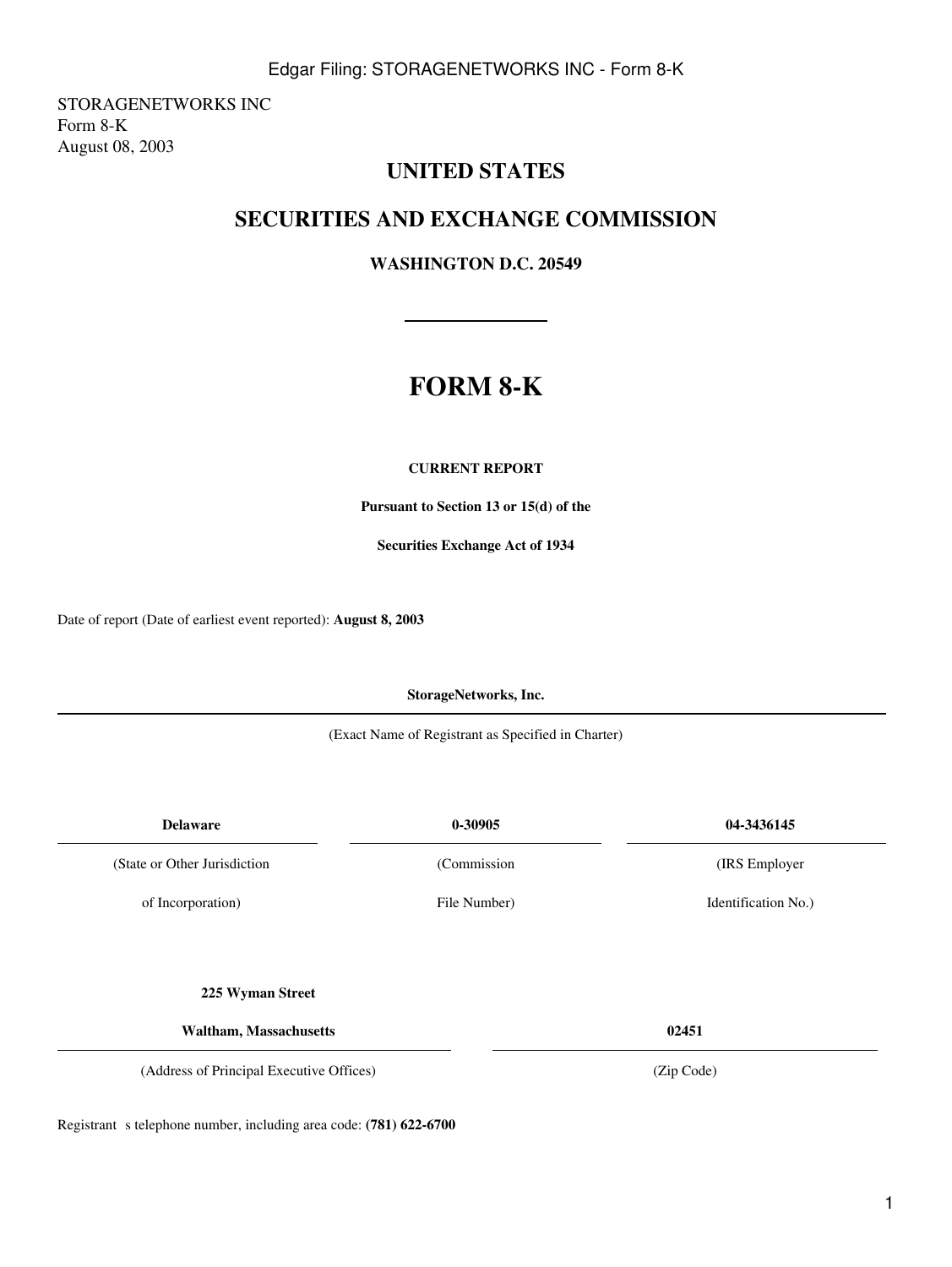STORAGENETWORKS INC
Form 8-K
August 08, 2003

# UNITED STATES

## SECURITIES AND EXCHANGE COMMISSION

### WASHINGTON D.C. 20549

---

# FORM 8-K

**CURRENT REPORT**

**Pursuant to Section 13 or 15(d) of the**

**Securities Exchange Act of 1934**

Date of report (Date of earliest event reported): **August 8, 2003**

**StorageNetworks, Inc.**

(Exact Name of Registrant as Specified in Charter)

| **Delaware** | **0-30905** | **04-3436145** |
|---|---|---|
| (State or Other Jurisdiction of Incorporation) | (Commission File Number) | (IRS Employer Identification No.) |

| **225 Wyman Street Waltham, Massachusetts** | **02451** |
|---|---|
| (Address of Principal Executive Offices) | (Zip Code) |

Registrant s telephone number, including area code: **(781) 622-6700**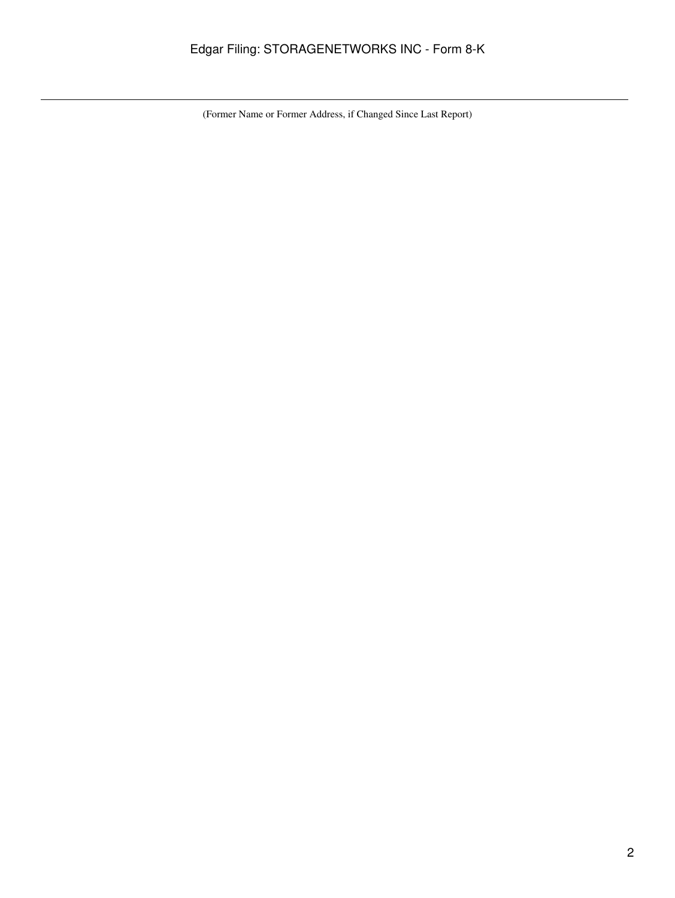(Former Name or Former Address, if Changed Since Last Report)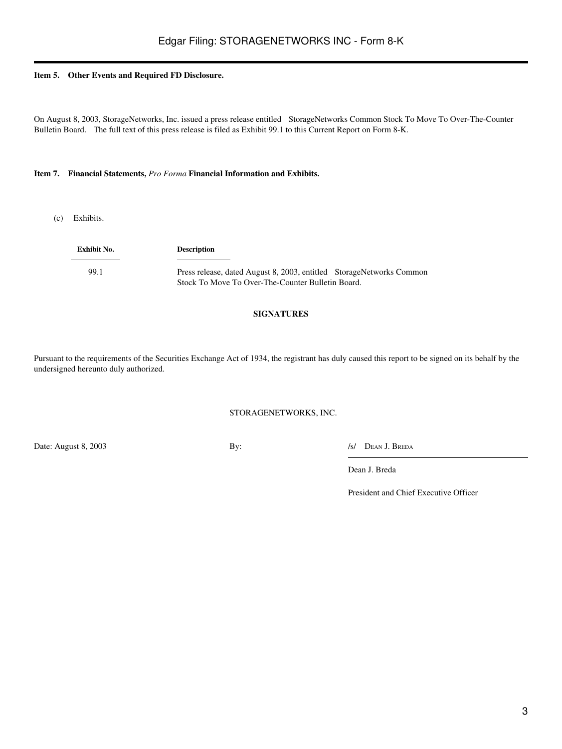**Item 5. Other Events and Required FD Disclosure.**

On August 8, 2003, StorageNetworks, Inc. issued a press release entitled StorageNetworks Common Stock To Move To Over-The-Counter Bulletin Board. The full text of this press release is filed as Exhibit 99.1 to this Current Report on Form 8-K.

**Item 7. Financial Statements,** ***Pro Forma*** **Financial Information and Exhibits.**

(c) Exhibits.

| Exhibit No. | Description |
|---|---|
| 99.1 | Press release, dated August 8, 2003, entitled StorageNetworks Common Stock To Move To Over-The-Counter Bulletin Board. |

**SIGNATURES**

Pursuant to the requirements of the Securities Exchange Act of 1934, the registrant has duly caused this report to be signed on its behalf by the undersigned hereunto duly authorized.

STORAGENETWORKS, INC.

Date: August 8, 2003

By: /s/ DEAN J. BREDA

Dean J. Breda

President and Chief Executive Officer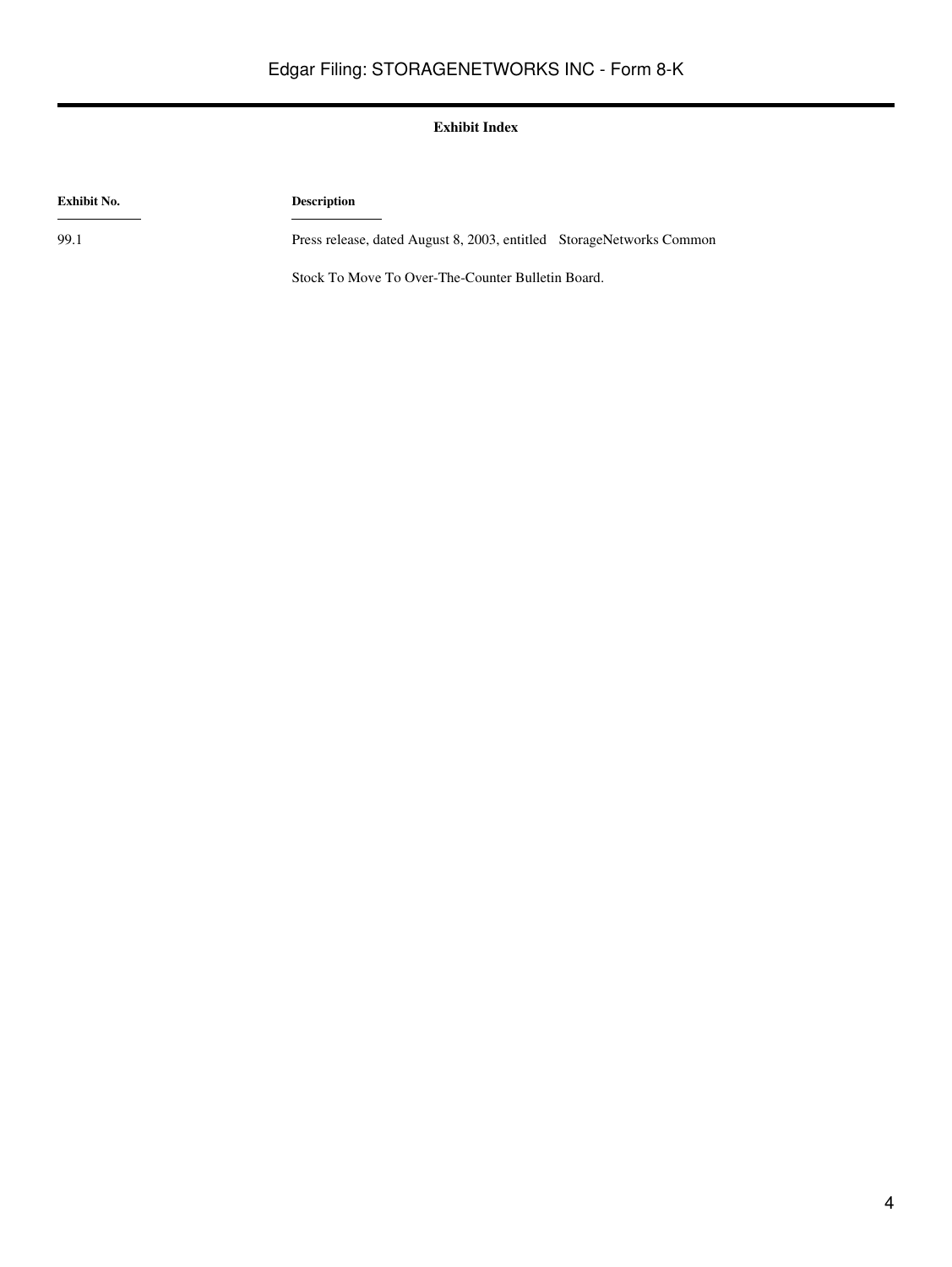**Exhibit Index**

| Exhibit No. | Description |
| --- | --- |
| 99.1 | Press release, dated August 8, 2003, entitled StorageNetworks Common Stock To Move To Over-The-Counter Bulletin Board. |